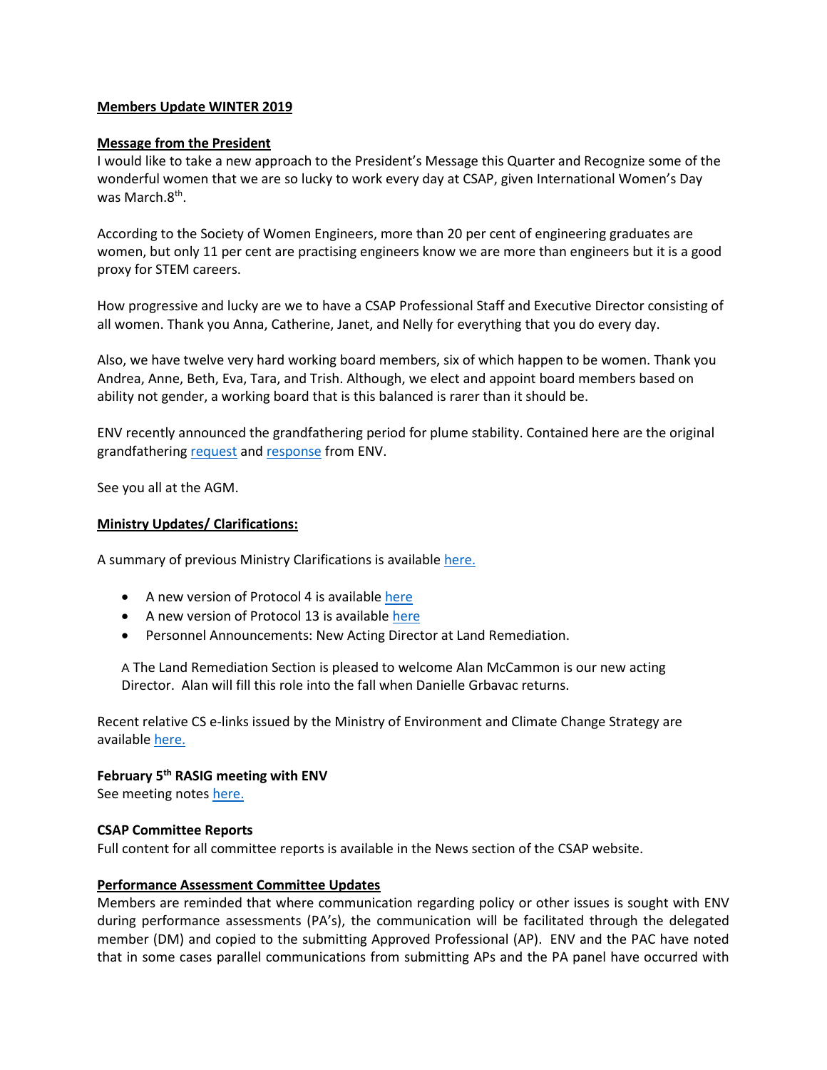**Members Update WINTER 2019**

**Message from the President**

I would like to take a new approach to the President's Message this Quarter and Recognize some of the wonderful women that we are so lucky to work every day at CSAP, given International Women's Day was March.8th.

According to the Society of Women Engineers, more than 20 per cent of engineering graduates are women, but only 11 per cent are practising engineers know we are more than engineers but it is a good proxy for STEM careers.

How progressive and lucky are we to have a CSAP Professional Staff and Executive Director consisting of all women. Thank you Anna, Catherine, Janet, and Nelly for everything that you do every day.

Also, we have twelve very hard working board members, six of which happen to be women. Thank you Andrea, Anne, Beth, Eva, Tara, and Trish. Although, we elect and appoint board members based on ability not gender, a working board that is this balanced is rarer than it should be.

ENV recently announced the grandfathering period for plume stability. Contained here are the original grandfathering request and response from ENV.

See you all at the AGM.

**Ministry Updates/ Clarifications:**

A summary of previous Ministry Clarifications is available here.

- A new version of Protocol 4 is available here
- A new version of Protocol 13 is available here
- Personnel Announcements: New Acting Director at Land Remediation.

A The Land Remediation Section is pleased to welcome Alan McCammon is our new acting Director. Alan will fill this role into the fall when Danielle Grbavac returns.

Recent relative CS e-links issued by the Ministry of Environment and Climate Change Strategy are available here.

**February 5th RASIG meeting with ENV**

See meeting notes here.

**CSAP Committee Reports**

Full content for all committee reports is available in the News section of the CSAP website.

**Performance Assessment Committee Updates**

Members are reminded that where communication regarding policy or other issues is sought with ENV during performance assessments (PA's), the communication will be facilitated through the delegated member (DM) and copied to the submitting Approved Professional (AP). ENV and the PAC have noted that in some cases parallel communications from submitting APs and the PA panel have occurred with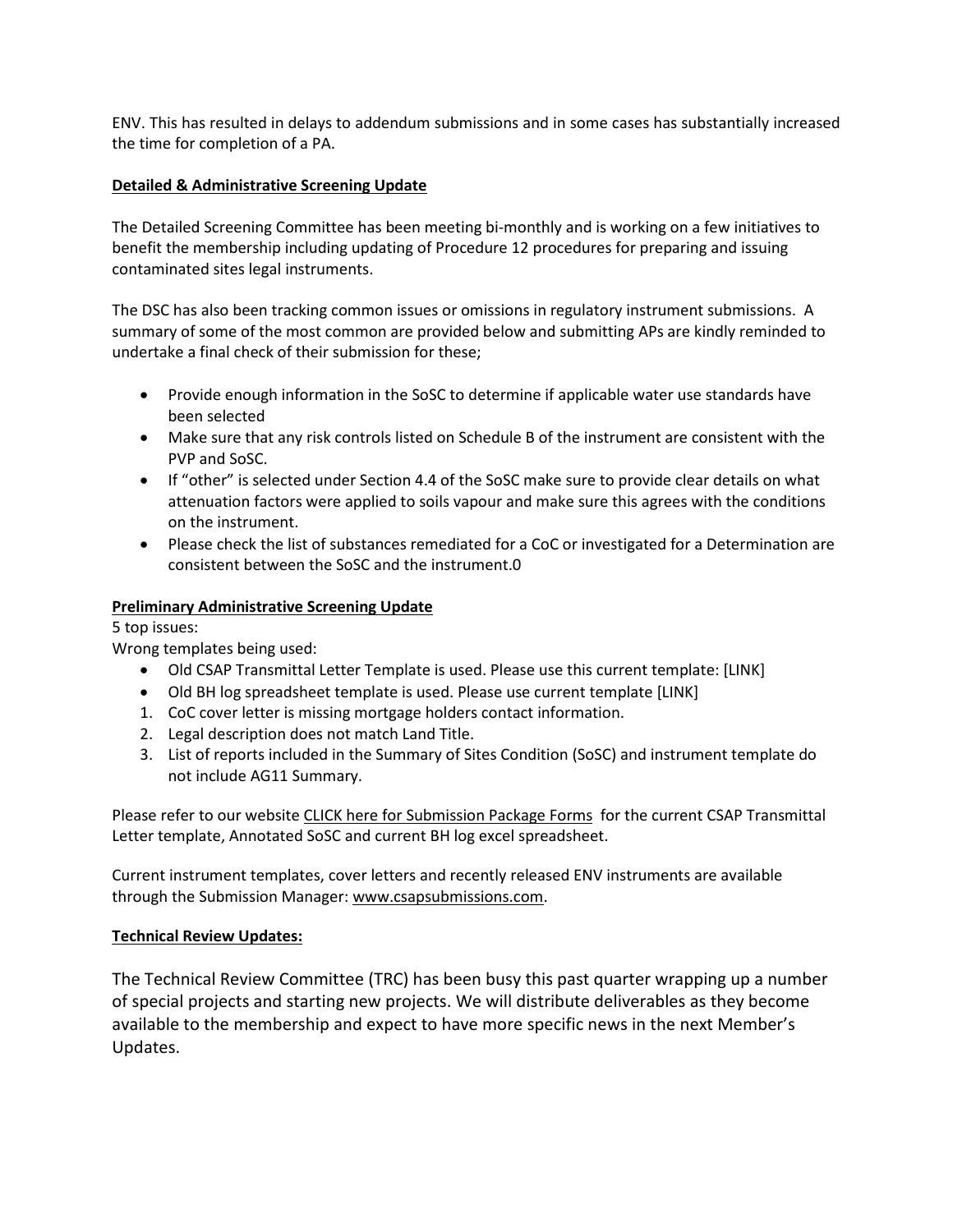ENV. This has resulted in delays to addendum submissions and in some cases has substantially increased the time for completion of a PA.

**Detailed & Administrative Screening Update**

The Detailed Screening Committee has been meeting bi-monthly and is working on a few initiatives to benefit the membership including updating of Procedure 12 procedures for preparing and issuing contaminated sites legal instruments.

The DSC has also been tracking common issues or omissions in regulatory instrument submissions. A summary of some of the most common are provided below and submitting APs are kindly reminded to undertake a final check of their submission for these;

- Provide enough information in the SoSC to determine if applicable water use standards have been selected
- Make sure that any risk controls listed on Schedule B of the instrument are consistent with the PVP and SoSC.
- If "other" is selected under Section 4.4 of the SoSC make sure to provide clear details on what attenuation factors were applied to soils vapour and make sure this agrees with the conditions on the instrument.
- Please check the list of substances remediated for a CoC or investigated for a Determination are consistent between the SoSC and the instrument.0

**Preliminary Administrative Screening Update**

5 top issues:

Wrong templates being used:

- Old CSAP Transmittal Letter Template is used. Please use this current template: [LINK]
- Old BH log spreadsheet template is used. Please use current template [LINK]

1. CoC cover letter is missing mortgage holders contact information.
2. Legal description does not match Land Title.
3. List of reports included in the Summary of Sites Condition (SoSC) and instrument template do not include AG11 Summary.

Please refer to our website CLICK here for Submission Package Forms for the current CSAP Transmittal Letter template, Annotated SoSC and current BH log excel spreadsheet.

Current instrument templates, cover letters and recently released ENV instruments are available through the Submission Manager: www.csapsubmissions.com.

**Technical Review Updates:**

The Technical Review Committee (TRC) has been busy this past quarter wrapping up a number of special projects and starting new projects. We will distribute deliverables as they become available to the membership and expect to have more specific news in the next Member's Updates.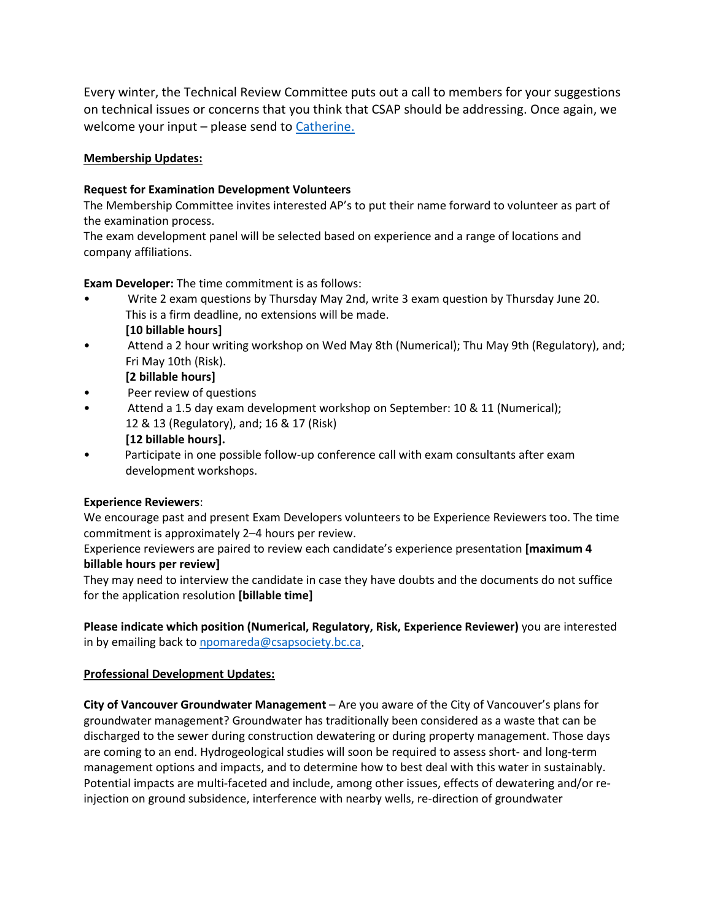Every winter, the Technical Review Committee puts out a call to members for your suggestions on technical issues or concerns that you think that CSAP should be addressing. Once again, we welcome your input – please send to Catherine.

**Membership Updates:**

**Request for Examination Development Volunteers**

The Membership Committee invites interested AP's to put their name forward to volunteer as part of the examination process.

The exam development panel will be selected based on experience and a range of locations and company affiliations.

**Exam Developer:** The time commitment is as follows:

- Write 2 exam questions by Thursday May 2nd, write 3 exam question by Thursday June 20. This is a firm deadline, no extensions will be made.
  **[10 billable hours]**
- Attend a 2 hour writing workshop on Wed May 8th (Numerical); Thu May 9th (Regulatory), and; Fri May 10th (Risk).
  **[2 billable hours]**
- Peer review of questions
- Attend a 1.5 day exam development workshop on September: 10 & 11 (Numerical); 12 & 13 (Regulatory), and; 16 & 17 (Risk)
  **[12 billable hours].**
- Participate in one possible follow-up conference call with exam consultants after exam development workshops.

**Experience Reviewers**:

We encourage past and present Exam Developers volunteers to be Experience Reviewers too. The time commitment is approximately 2–4 hours per review.

Experience reviewers are paired to review each candidate's experience presentation **[maximum 4 billable hours per review]**

They may need to interview the candidate in case they have doubts and the documents do not suffice for the application resolution **[billable time]**

**Please indicate which position (Numerical, Regulatory, Risk, Experience Reviewer)** you are interested in by emailing back to npomareda@csapsociety.bc.ca.

**Professional Development Updates:**

**City of Vancouver Groundwater Management** – Are you aware of the City of Vancouver's plans for groundwater management? Groundwater has traditionally been considered as a waste that can be discharged to the sewer during construction dewatering or during property management. Those days are coming to an end. Hydrogeological studies will soon be required to assess short- and long-term management options and impacts, and to determine how to best deal with this water in sustainably. Potential impacts are multi-faceted and include, among other issues, effects of dewatering and/or re-injection on ground subsidence, interference with nearby wells, re-direction of groundwater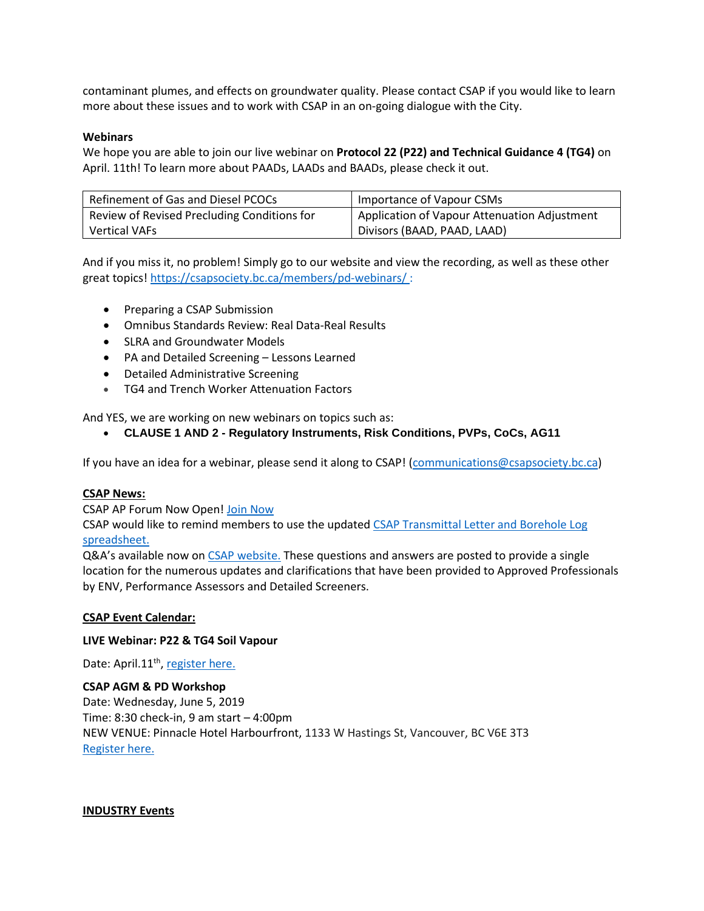contaminant plumes, and effects on groundwater quality. Please contact CSAP if you would like to learn more about these issues and to work with CSAP in an on-going dialogue with the City.

**Webinars**

We hope you are able to join our live webinar on **Protocol 22 (P22) and Technical Guidance 4 (TG4)** on April. 11th! To learn more about PAADs, LAADs and BAADs, please check it out.

| Refinement of Gas and Diesel PCOCs | Importance of Vapour CSMs |
|---|---|
| Review of Revised Precluding Conditions for Vertical VAFs | Application of Vapour Attenuation Adjustment Divisors (BAAD, PAAD, LAAD) |

And if you miss it, no problem! Simply go to our website and view the recording, as well as these other great topics! https://csapsociety.bc.ca/members/pd-webinars/ :

- Preparing a CSAP Submission
- Omnibus Standards Review: Real Data-Real Results
- SLRA and Groundwater Models
- PA and Detailed Screening – Lessons Learned
- Detailed Administrative Screening
- TG4 and Trench Worker Attenuation Factors

And YES, we are working on new webinars on topics such as:

- **CLAUSE 1 AND 2 - Regulatory Instruments, Risk Conditions, PVPs, CoCs, AG11**

If you have an idea for a webinar, please send it along to CSAP! (communications@csapsociety.bc.ca)

**CSAP News:**

CSAP AP Forum Now Open! Join Now
CSAP would like to remind members to use the updated CSAP Transmittal Letter and Borehole Log spreadsheet.
Q&A's available now on CSAP website. These questions and answers are posted to provide a single location for the numerous updates and clarifications that have been provided to Approved Professionals by ENV, Performance Assessors and Detailed Screeners.

**CSAP Event Calendar:**

**LIVE Webinar: P22 & TG4 Soil Vapour**

Date: April.11th, register here.

**CSAP AGM & PD Workshop**
Date: Wednesday, June 5, 2019
Time: 8:30 check-in, 9 am start – 4:00pm
NEW VENUE: Pinnacle Hotel Harbourfront, 1133 W Hastings St, Vancouver, BC V6E 3T3
Register here.

**INDUSTRY Events**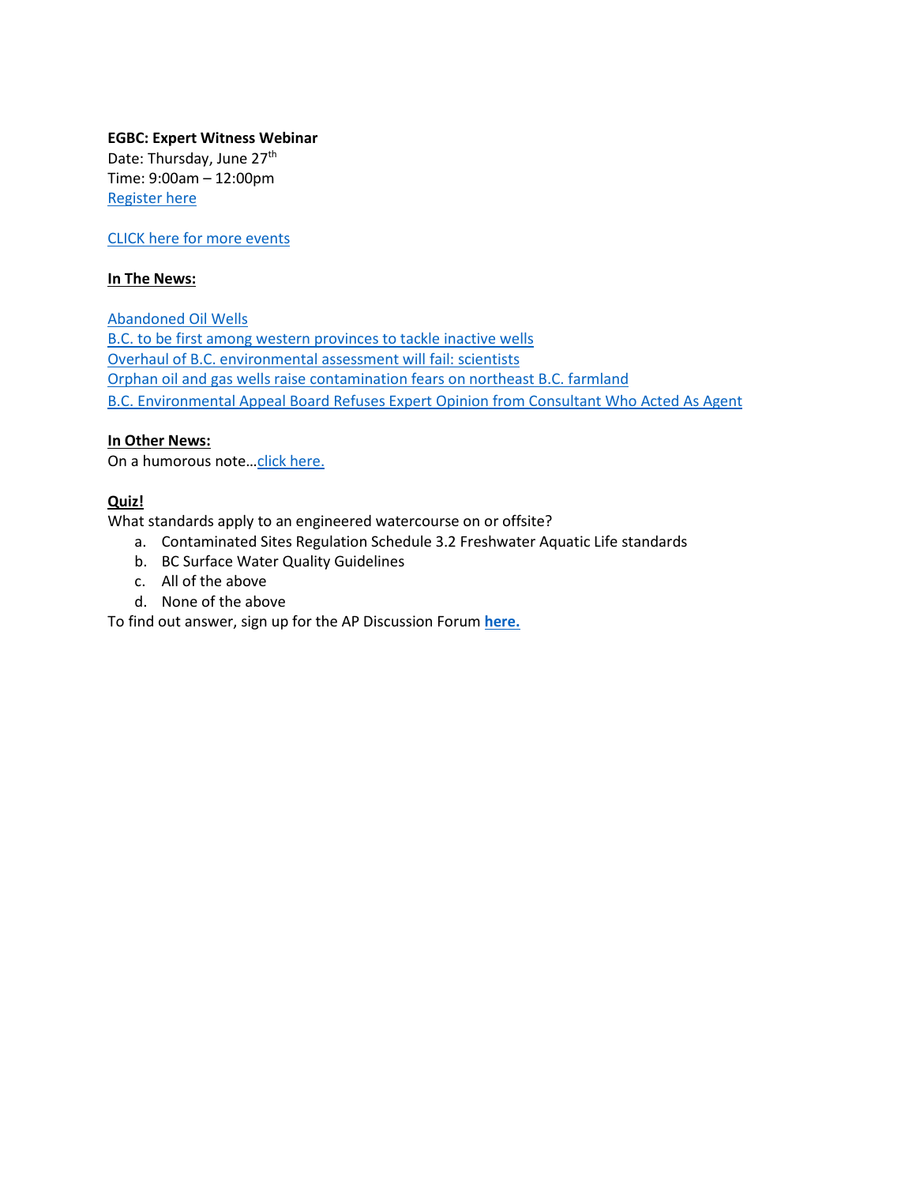**EGBC: Expert Witness Webinar**
Date: Thursday, June 27th
Time: 9:00am – 12:00pm
Register here

CLICK here for more events

**In The News:**

Abandoned Oil Wells
B.C. to be first among western provinces to tackle inactive wells
Overhaul of B.C. environmental assessment will fail: scientists
Orphan oil and gas wells raise contamination fears on northeast B.C. farmland
B.C. Environmental Appeal Board Refuses Expert Opinion from Consultant Who Acted As Agent

**In Other News:**
On a humorous note…click here.

**Quiz!**
What standards apply to an engineered watercourse on or offsite?

a. Contaminated Sites Regulation Schedule 3.2 Freshwater Aquatic Life standards
b. BC Surface Water Quality Guidelines
c. All of the above
d. None of the above

To find out answer, sign up for the AP Discussion Forum **here.**